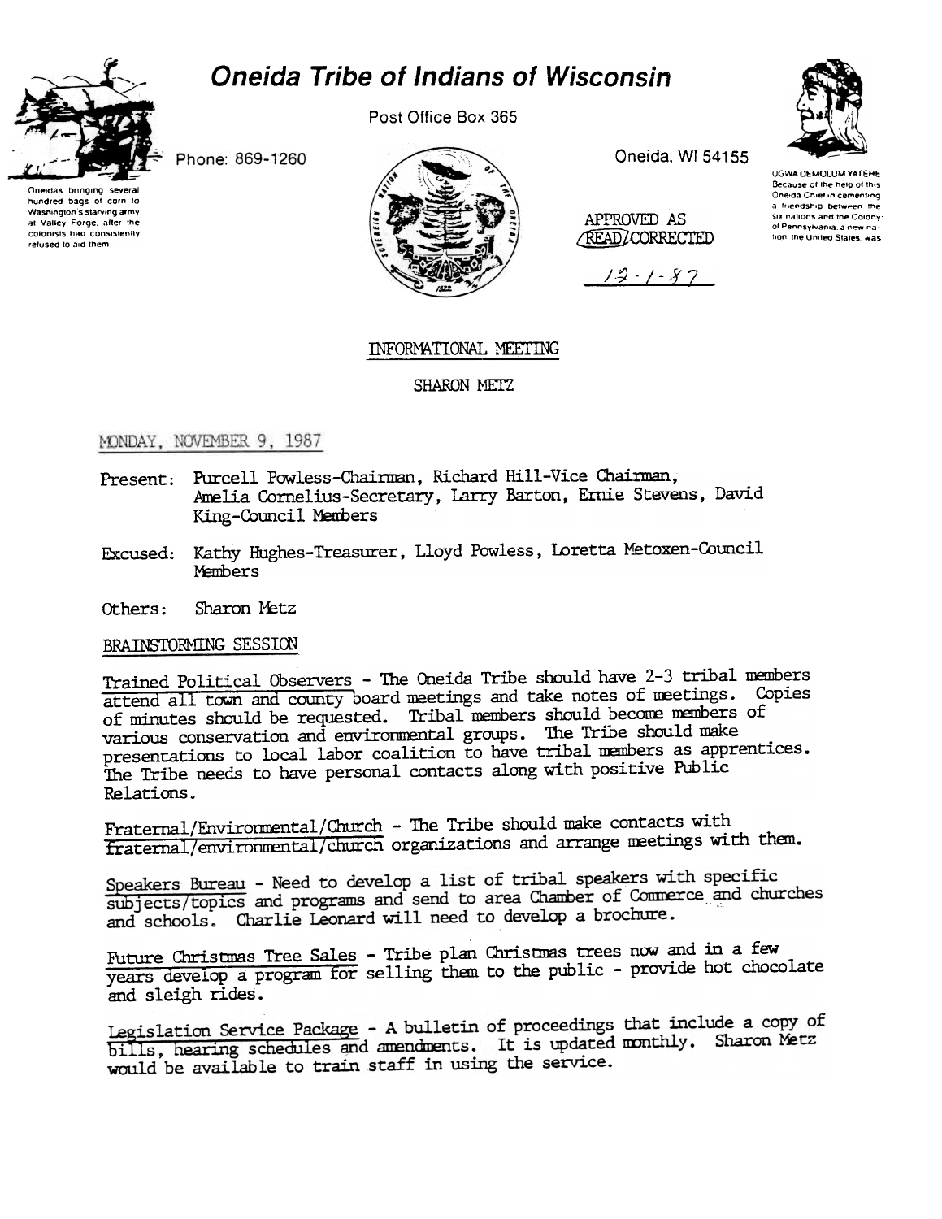# Oneida Tribe of Indians of Wisconsin

Oneidas bringing several hundred bags of corn to Washington's starving army at Valley Forge, after the colonists had consistently refused to aid them

Phone: 869-1260

Post Office Box 365

Oneida, WI 54155

UGWA DEMOLUM YATEHE Because of the help of this Oneida Chief in cementing a friendship between the six nations and the Colony of Pennsylvania, a new nation, the United States, was

APPROVED AS READ/CORRECTED

12-1-87

## INFORMATIONAL MEETING

## SHARON METZ

MONDAY, NOVEMBER 9, 1987

Present: Purcell Powless-Chairman, Richard Hill-Vice Chairman, Amelia Cornelius-Secretary, Larry Barton, Ernie Stevens, David King-Council Members

Excused: Kathy Hughes-Treasurer, Lloyd Powless, Loretta Metoxen-Council Members

Others: Sharon Metz

BRAINSTORMING SESSION

Trained Political Observers - The Oneida Tribe should have 2-3 tribal members attend all town and county board meetings and take notes of meetings. Copies of minutes should be requested. Tribal members should become members of various conservation and environmental groups. The Tribe should make presentations to local labor coalition to have tribal members as apprentices. The Tribe needs to have personal contacts along with positive Public Relations.

Fraternal/Environmental/Church - The Tribe should make contacts with fraternal/environmental/church organizations and arrange meetings with them.

Speakers Bureau - Need to develop a list of tribal speakers with specific subjects/topics and programs and send to area Chamber of Commerce and churches and schools. Charlie Leonard will need to develop a brochure.

Future Christmas Tree Sales - Tribe plan Christmas trees now and in a few years develop a program for selling them to the public - provide hot chocolate and sleigh rides.

Legislation Service Package - A bulletin of proceedings that include a copy of bills, hearing schedules and amendments. It is updated monthly. Sharon Metz would be available to train staff in using the service.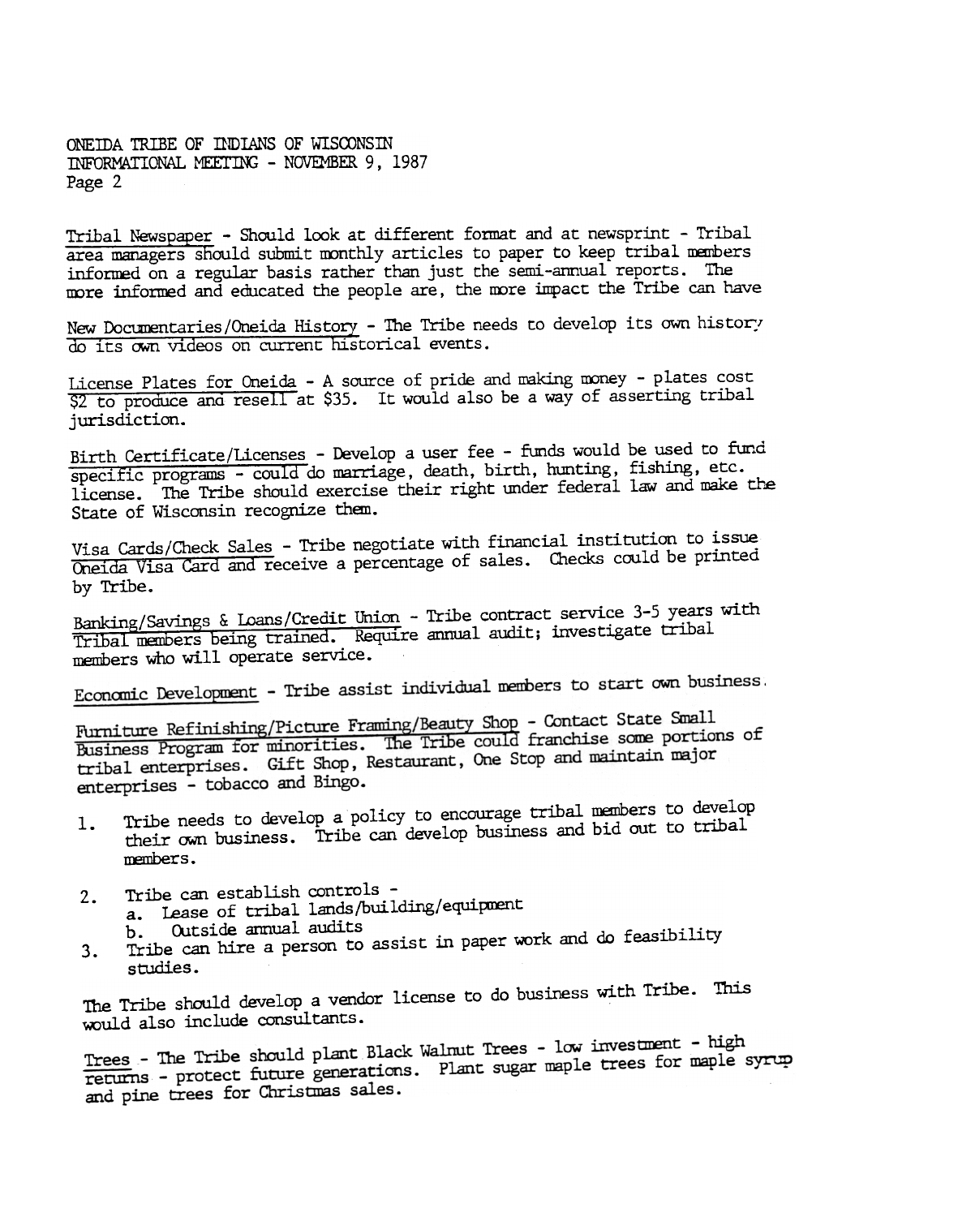Tribal Newspaper - Should look at different format and at newsprint - Tribal area managers should submit monthly articles to paper to keep tribal members informed on a regular basis rather than just the semi-annual reports. The more informed and educated the people are, the more impact the Tribe can have

New Documentaries/Oneida History - The Tribe needs to develop its own history do its own videos on current historical events.

License Plates for Oneida - A source of pride and making money - plates cost $2 to produce and resell at $35. It would also be a way of asserting tribal jurisdiction.

Birth Certificate/Licenses - Develop a user fee - funds would be used to fund specific programs - could do marriage, death, birth, hunting, fishing, etc. license. The Tribe should exercise their right under federal law and make the State of Wisconsin recognize them.

Visa Cards/Check Sales - Tribe negotiate with financial institution to issue Oneida Visa Card and receive a percentage of sales. Checks could be printed by Tribe.

Banking/Savings & Loans/Credit Union - Tribe contract service 3-5 years with Tribal members being trained. Require annual audit; investigate tribal members who will operate service.

Economic Development - Tribe assist individual members to start own business.

Furniture Refinishing/Picture Framing/Beauty Shop - Contact State Small Business Program for minorities. The Tribe could franchise some portions of tribal enterprises. Gift Shop, Restaurant, One Stop and maintain major enterprises - tobacco and Bingo.

1. Tribe needs to develop a policy to encourage tribal members to develop their own business. Tribe can develop business and bid out to tribal members.
2. Tribe can establish controls -
   a. Lease of tribal lands/building/equipment
   b. Outside annual audits
3. Tribe can hire a person to assist in paper work and do feasibility studies.

The Tribe should develop a vendor license to do business with Tribe. This would also include consultants.

Trees - The Tribe should plant Black Walnut Trees - low investment - high returns - protect future generations. Plant sugar maple trees for maple syrup and pine trees for Christmas sales.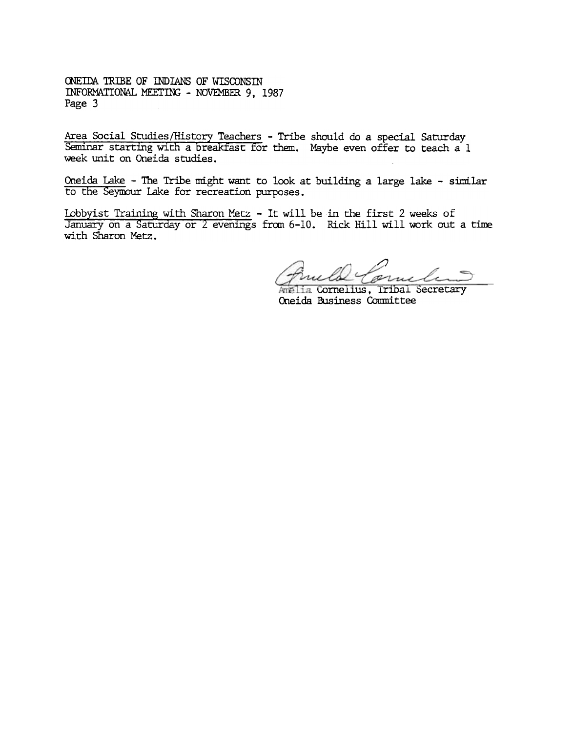Area Social Studies/History Teachers - Tribe should do a special Saturday Seminar starting with a breakfast for them. Maybe even offer to teach a 1 week unit on Oneida studies.

Oneida Lake - The Tribe might want to look at building a large lake - similar to the Seymour Lake for recreation purposes.

Lobbyist Training with Sharon Metz - It will be in the first 2 weeks of January on a Saturday or 2 evenings from 6-10. Rick Hill will work out a time with Sharon Metz.

Amelia Cornelius, Tribal Secretary
Oneida Business Committee